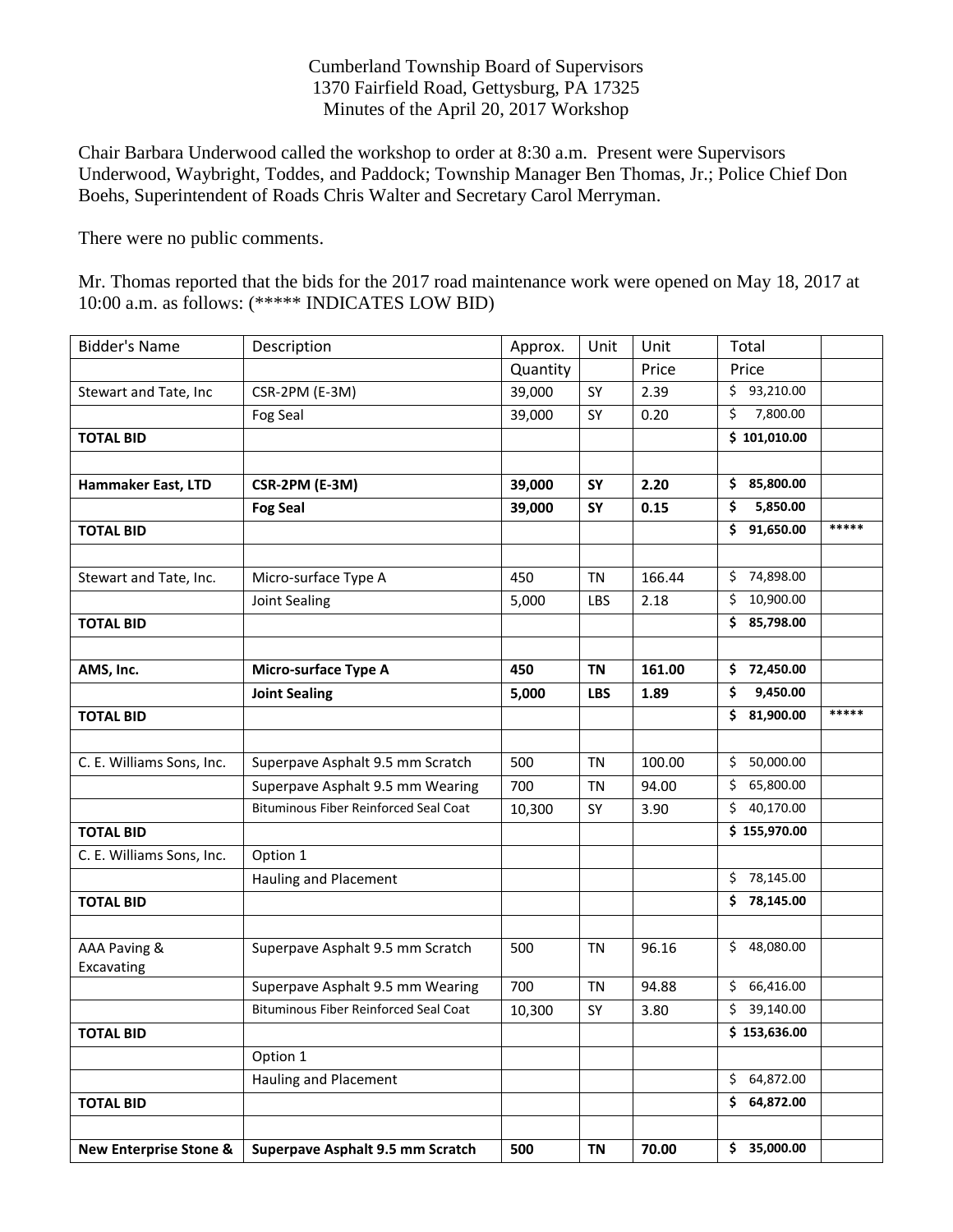Cumberland Township Board of Supervisors
1370 Fairfield Road, Gettysburg, PA 17325
Minutes of the April 20, 2017 Workshop

Chair Barbara Underwood called the workshop to order at 8:30 a.m. Present were Supervisors Underwood, Waybright, Toddes, and Paddock; Township Manager Ben Thomas, Jr.; Police Chief Don Boehs, Superintendent of Roads Chris Walter and Secretary Carol Merryman.

There were no public comments.

Mr. Thomas reported that the bids for the 2017 road maintenance work were opened on May 18, 2017 at 10:00 a.m. as follows: (***** INDICATES LOW BID)

| Bidder's Name | Description | Approx. Quantity | Unit | Unit Price | Total Price | |
|---|---|---|---|---|---|---|
| Stewart and Tate, Inc | CSR-2PM (E-3M) | 39,000 | SY | 2.39 | $ 93,210.00 | |
| | Fog Seal | 39,000 | SY | 0.20 | $ 7,800.00 | |
| **TOTAL BID** | | | | | **$ 101,010.00** | |
| | | | | | | |
| **Hammaker East, LTD** | **CSR-2PM (E-3M)** | **39,000** | **SY** | **2.20** | **$ 85,800.00** | |
| | **Fog Seal** | **39,000** | **SY** | **0.15** | **$ 5,850.00** | |
| **TOTAL BID** | | | | | **$ 91,650.00** | ***** |
| | | | | | | |
| Stewart and Tate, Inc. | Micro-surface Type A | 450 | TN | 166.44 | $ 74,898.00 | |
| | Joint Sealing | 5,000 | LBS | 2.18 | $ 10,900.00 | |
| **TOTAL BID** | | | | | **$ 85,798.00** | |
| | | | | | | |
| **AMS, Inc.** | **Micro-surface Type A** | **450** | **TN** | **161.00** | **$ 72,450.00** | |
| | **Joint Sealing** | **5,000** | **LBS** | **1.89** | **$ 9,450.00** | |
| **TOTAL BID** | | | | | **$ 81,900.00** | ***** |
| | | | | | | |
| C. E. Williams Sons, Inc. | Superpave Asphalt 9.5 mm Scratch | 500 | TN | 100.00 | $ 50,000.00 | |
| | Superpave Asphalt 9.5 mm Wearing | 700 | TN | 94.00 | $ 65,800.00 | |
| | Bituminous Fiber Reinforced Seal Coat | 10,300 | SY | 3.90 | $ 40,170.00 | |
| **TOTAL BID** | | | | | **$ 155,970.00** | |
| C. E. Williams Sons, Inc. | Option 1 | | | | | |
| | Hauling and Placement | | | | $ 78,145.00 | |
| **TOTAL BID** | | | | | **$ 78,145.00** | |
| | | | | | | |
| AAA Paving & Excavating | Superpave Asphalt 9.5 mm Scratch | 500 | TN | 96.16 | $ 48,080.00 | |
| | Superpave Asphalt 9.5 mm Wearing | 700 | TN | 94.88 | $ 66,416.00 | |
| | Bituminous Fiber Reinforced Seal Coat | 10,300 | SY | 3.80 | $ 39,140.00 | |
| **TOTAL BID** | | | | | **$ 153,636.00** | |
| | Option 1 | | | | | |
| | Hauling and Placement | | | | $ 64,872.00 | |
| **TOTAL BID** | | | | | **$ 64,872.00** | |
| | | | | | | |
| **New Enterprise Stone &** | **Superpave Asphalt 9.5 mm Scratch** | **500** | **TN** | **70.00** | **$ 35,000.00** | |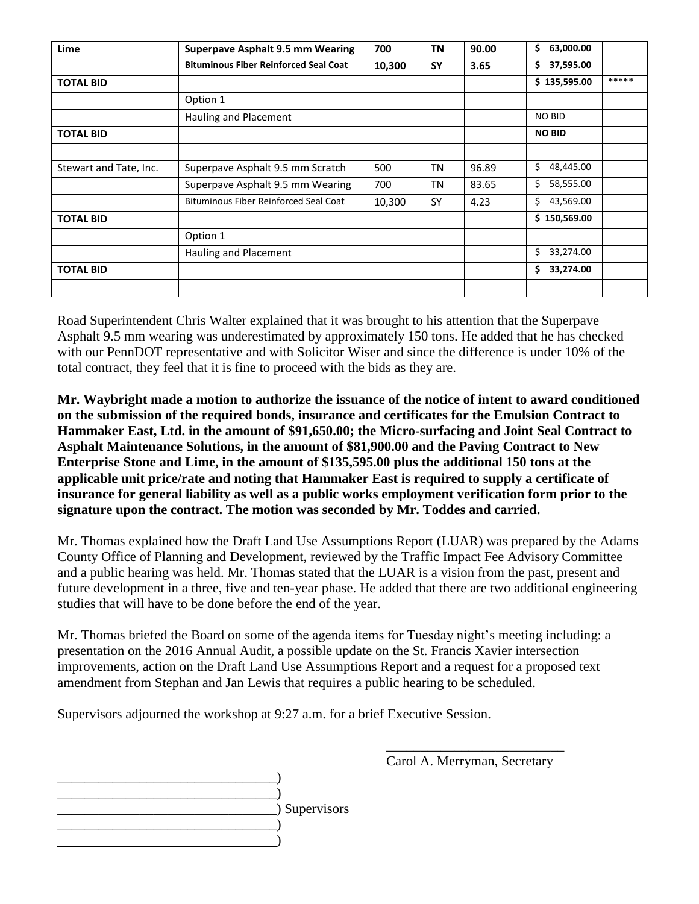| | | | | | | |
|---|---|---|---|---|---|---|
| **Lime** | **Superpave Asphalt 9.5 mm Wearing** | **700** | **TN** | **90.00** | **$ 63,000.00** | |
| | **Bituminous Fiber Reinforced Seal Coat** | **10,300** | **SY** | **3.65** | **$ 37,595.00** | |
| **TOTAL BID** | | | | | **$ 135,595.00** | ***** |
| | Option 1 | | | | | |
| | Hauling and Placement | | | | NO BID | |
| **TOTAL BID** | | | | | **NO BID** | |
| | | | | | | |
| Stewart and Tate, Inc. | Superpave Asphalt 9.5 mm Scratch | 500 | TN | 96.89 | $ 48,445.00 | |
| | Superpave Asphalt 9.5 mm Wearing | 700 | TN | 83.65 | $ 58,555.00 | |
| | Bituminous Fiber Reinforced Seal Coat | 10,300 | SY | 4.23 | $ 43,569.00 | |
| **TOTAL BID** | | | | | **$ 150,569.00** | |
| | Option 1 | | | | | |
| | Hauling and Placement | | | | $ 33,274.00 | |
| **TOTAL BID** | | | | | **$ 33,274.00** | |
| | | | | | | |

Road Superintendent Chris Walter explained that it was brought to his attention that the Superpave Asphalt 9.5 mm wearing was underestimated by approximately 150 tons. He added that he has checked with our PennDOT representative and with Solicitor Wiser and since the difference is under 10% of the total contract, they feel that it is fine to proceed with the bids as they are.

**Mr. Waybright made a motion to authorize the issuance of the notice of intent to award conditioned on the submission of the required bonds, insurance and certificates for the Emulsion Contract to Hammaker East, Ltd. in the amount of $91,650.00; the Micro-surfacing and Joint Seal Contract to Asphalt Maintenance Solutions, in the amount of $81,900.00 and the Paving Contract to New Enterprise Stone and Lime, in the amount of $135,595.00 plus the additional 150 tons at the applicable unit price/rate and noting that Hammaker East is required to supply a certificate of insurance for general liability as well as a public works employment verification form prior to the signature upon the contract. The motion was seconded by Mr. Toddes and carried.**

Mr. Thomas explained how the Draft Land Use Assumptions Report (LUAR) was prepared by the Adams County Office of Planning and Development, reviewed by the Traffic Impact Fee Advisory Committee and a public hearing was held. Mr. Thomas stated that the LUAR is a vision from the past, present and future development in a three, five and ten-year phase. He added that there are two additional engineering studies that will have to be done before the end of the year.

Mr. Thomas briefed the Board on some of the agenda items for Tuesday night's meeting including: a presentation on the 2016 Annual Audit, a possible update on the St. Francis Xavier intersection improvements, action on the Draft Land Use Assumptions Report and a request for a proposed text amendment from Stephan and Jan Lewis that requires a public hearing to be scheduled.

Supervisors adjourned the workshop at 9:27 a.m. for a brief Executive Session.

\_\_\_\_\_\_\_\_\_\_\_\_\_\_\_\_\_\_\_\_\_\_\_\_\_\_
Carol A. Merryman, Secretary

\_\_\_\_\_\_\_\_\_\_\_\_\_\_\_\_\_\_\_\_\_\_\_\_\_\_\_\_\_\_\_\_)
\_\_\_\_\_\_\_\_\_\_\_\_\_\_\_\_\_\_\_\_\_\_\_\_\_\_\_\_\_\_\_\_)
\_\_\_\_\_\_\_\_\_\_\_\_\_\_\_\_\_\_\_\_\_\_\_\_\_\_\_\_\_\_\_\_) Supervisors
\_\_\_\_\_\_\_\_\_\_\_\_\_\_\_\_\_\_\_\_\_\_\_\_\_\_\_\_\_\_\_\_)
\_\_\_\_\_\_\_\_\_\_\_\_\_\_\_\_\_\_\_\_\_\_\_\_\_\_\_\_\_\_\_\_)